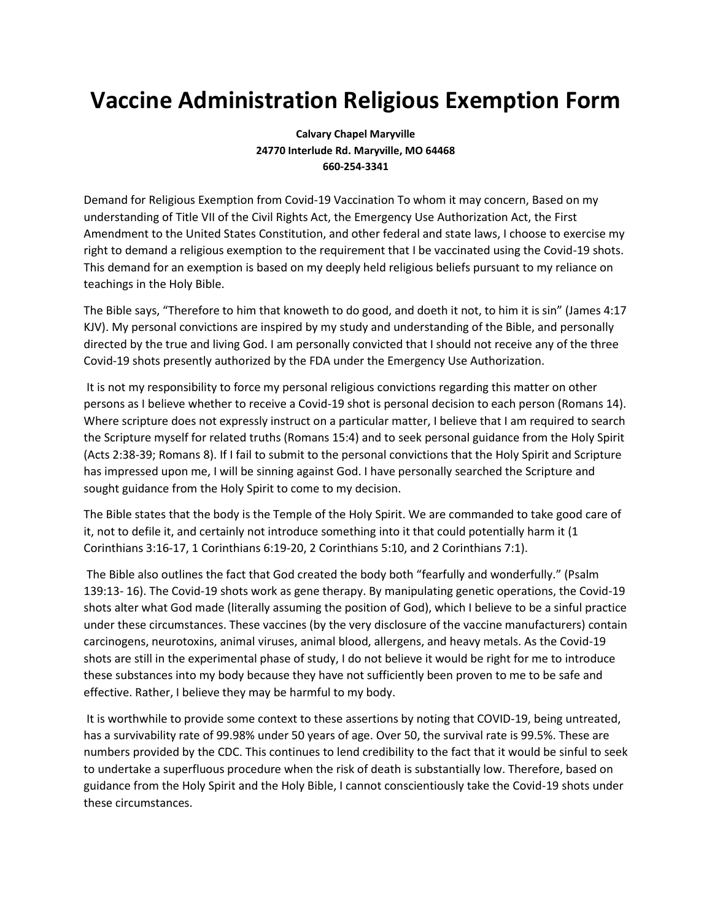# Vaccine Administration Religious Exemption Form

**Calvary Chapel Maryville**
**24770 Interlude Rd. Maryville, MO 64468**
**660-254-3341**

Demand for Religious Exemption from Covid-19 Vaccination To whom it may concern, Based on my understanding of Title VII of the Civil Rights Act, the Emergency Use Authorization Act, the First Amendment to the United States Constitution, and other federal and state laws, I choose to exercise my right to demand a religious exemption to the requirement that I be vaccinated using the Covid-19 shots. This demand for an exemption is based on my deeply held religious beliefs pursuant to my reliance on teachings in the Holy Bible.

The Bible says, "Therefore to him that knoweth to do good, and doeth it not, to him it is sin" (James 4:17 KJV). My personal convictions are inspired by my study and understanding of the Bible, and personally directed by the true and living God. I am personally convicted that I should not receive any of the three Covid-19 shots presently authorized by the FDA under the Emergency Use Authorization.

It is not my responsibility to force my personal religious convictions regarding this matter on other persons as I believe whether to receive a Covid-19 shot is personal decision to each person (Romans 14). Where scripture does not expressly instruct on a particular matter, I believe that I am required to search the Scripture myself for related truths (Romans 15:4) and to seek personal guidance from the Holy Spirit (Acts 2:38-39; Romans 8). If I fail to submit to the personal convictions that the Holy Spirit and Scripture has impressed upon me, I will be sinning against God. I have personally searched the Scripture and sought guidance from the Holy Spirit to come to my decision.

The Bible states that the body is the Temple of the Holy Spirit. We are commanded to take good care of it, not to defile it, and certainly not introduce something into it that could potentially harm it (1 Corinthians 3:16-17, 1 Corinthians 6:19-20, 2 Corinthians 5:10, and 2 Corinthians 7:1).

The Bible also outlines the fact that God created the body both "fearfully and wonderfully." (Psalm 139:13- 16). The Covid-19 shots work as gene therapy. By manipulating genetic operations, the Covid-19 shots alter what God made (literally assuming the position of God), which I believe to be a sinful practice under these circumstances. These vaccines (by the very disclosure of the vaccine manufacturers) contain carcinogens, neurotoxins, animal viruses, animal blood, allergens, and heavy metals. As the Covid-19 shots are still in the experimental phase of study, I do not believe it would be right for me to introduce these substances into my body because they have not sufficiently been proven to me to be safe and effective. Rather, I believe they may be harmful to my body.

It is worthwhile to provide some context to these assertions by noting that COVID-19, being untreated, has a survivability rate of 99.98% under 50 years of age. Over 50, the survival rate is 99.5%. These are numbers provided by the CDC. This continues to lend credibility to the fact that it would be sinful to seek to undertake a superfluous procedure when the risk of death is substantially low. Therefore, based on guidance from the Holy Spirit and the Holy Bible, I cannot conscientiously take the Covid-19 shots under these circumstances.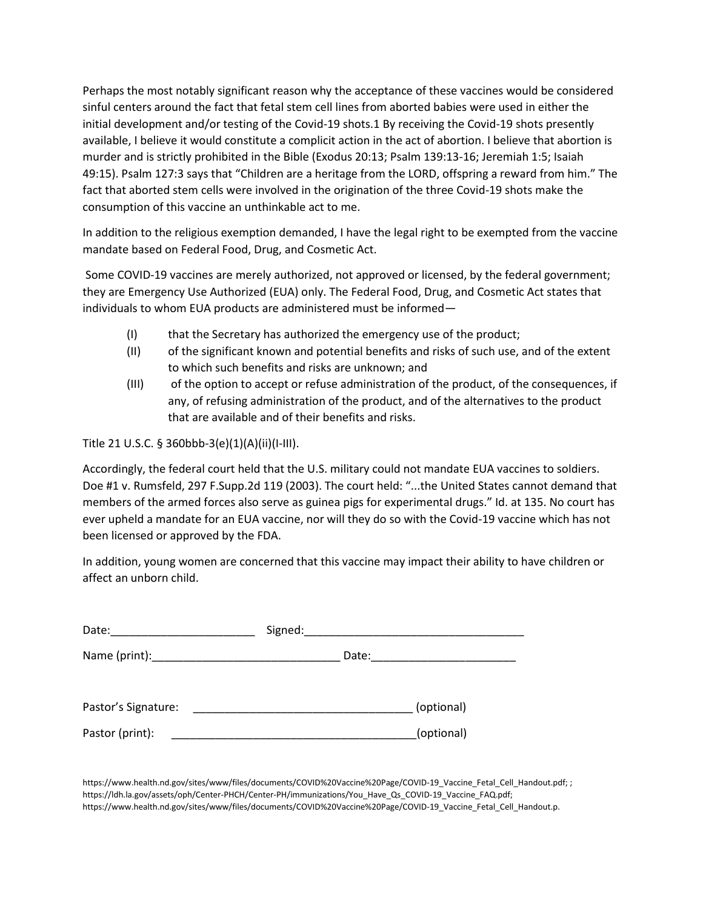Perhaps the most notably significant reason why the acceptance of these vaccines would be considered sinful centers around the fact that fetal stem cell lines from aborted babies were used in either the initial development and/or testing of the Covid-19 shots.1 By receiving the Covid-19 shots presently available, I believe it would constitute a complicit action in the act of abortion. I believe that abortion is murder and is strictly prohibited in the Bible (Exodus 20:13; Psalm 139:13-16; Jeremiah 1:5; Isaiah 49:15). Psalm 127:3 says that "Children are a heritage from the LORD, offspring a reward from him." The fact that aborted stem cells were involved in the origination of the three Covid-19 shots make the consumption of this vaccine an unthinkable act to me.

In addition to the religious exemption demanded, I have the legal right to be exempted from the vaccine mandate based on Federal Food, Drug, and Cosmetic Act.

Some COVID-19 vaccines are merely authorized, not approved or licensed, by the federal government; they are Emergency Use Authorized (EUA) only. The Federal Food, Drug, and Cosmetic Act states that individuals to whom EUA products are administered must be informed—

(I) that the Secretary has authorized the emergency use of the product;

(II) of the significant known and potential benefits and risks of such use, and of the extent to which such benefits and risks are unknown; and

(III) of the option to accept or refuse administration of the product, of the consequences, if any, of refusing administration of the product, and of the alternatives to the product that are available and of their benefits and risks.

Title 21 U.S.C. § 360bbb-3(e)(1)(A)(ii)(I-III).

Accordingly, the federal court held that the U.S. military could not mandate EUA vaccines to soldiers. Doe #1 v. Rumsfeld, 297 F.Supp.2d 119 (2003). The court held: "...the United States cannot demand that members of the armed forces also serve as guinea pigs for experimental drugs." Id. at 135. No court has ever upheld a mandate for an EUA vaccine, nor will they do so with the Covid-19 vaccine which has not been licensed or approved by the FDA.

In addition, young women are concerned that this vaccine may impact their ability to have children or affect an unborn child.

Date:_______________________ Signed:___________________________________

Name (print):______________________________ Date:_______________________

Pastor's Signature: ___________________________________ (optional)

Pastor (print): _______________________________________(optional)

https://www.health.nd.gov/sites/www/files/documents/COVID%20Vaccine%20Page/COVID-19_Vaccine_Fetal_Cell_Handout.pdf; ;
https://ldh.la.gov/assets/oph/Center-PHCH/Center-PH/immunizations/You_Have_Qs_COVID-19_Vaccine_FAQ.pdf;
https://www.health.nd.gov/sites/www/files/documents/COVID%20Vaccine%20Page/COVID-19_Vaccine_Fetal_Cell_Handout.p.